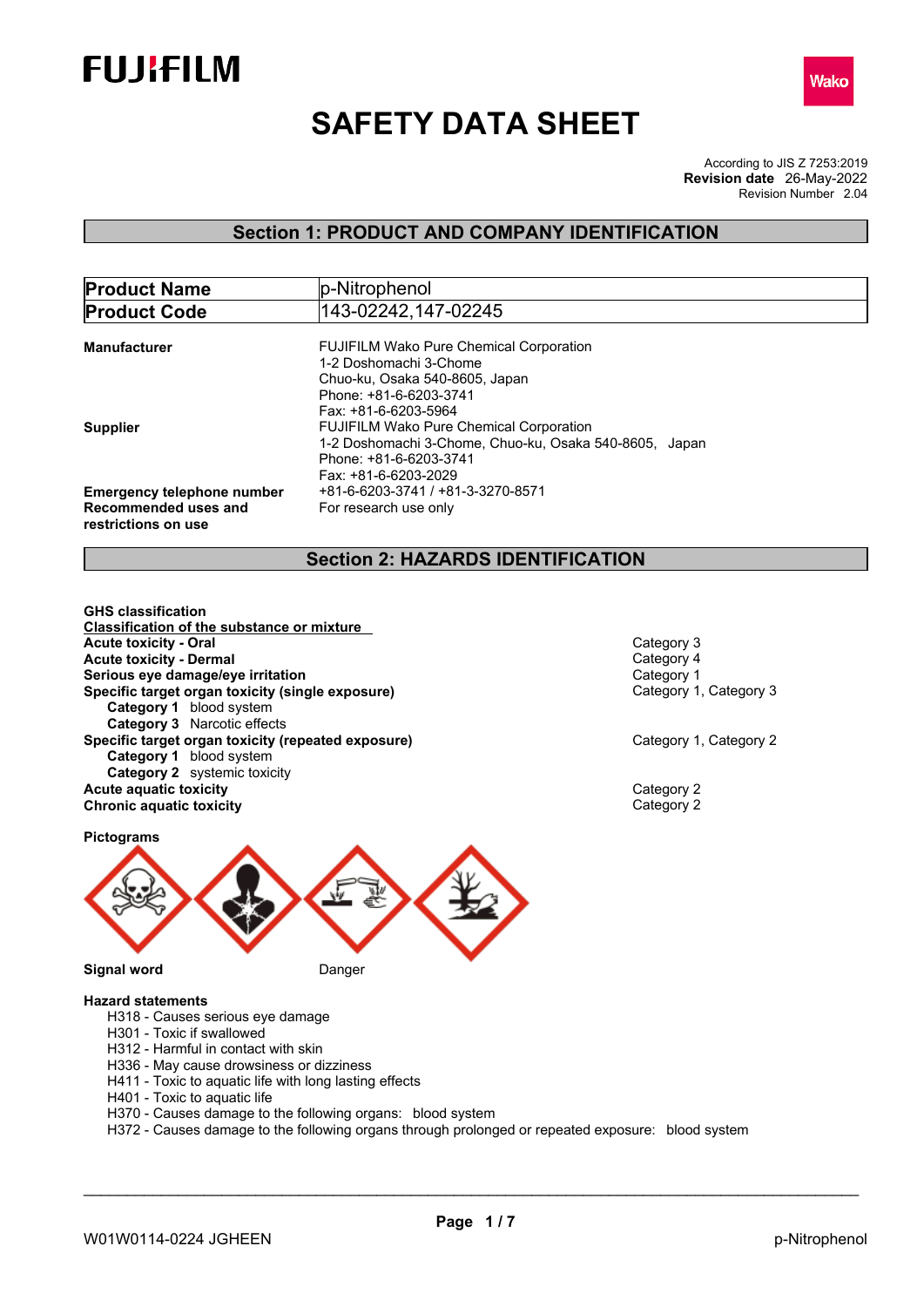# SAFETY DATA SHEET

According to JIS Z 7253:2019
**Revision date** 26-May-2022
Revision Number 2.04

## Section 1: PRODUCT AND COMPANY IDENTIFICATION

| **Product Name** | p-Nitrophenol |
|---|---|
| **Product Code** | 143-02242,147-02245 |

**Manufacturer**
FUJIFILM Wako Pure Chemical Corporation
1-2 Doshomachi 3-Chome
Chuo-ku, Osaka 540-8605, Japan
Phone: +81-6-6203-3741
Fax: +81-6-6203-5964

**Supplier**
FUJIFILM Wako Pure Chemical Corporation
1-2 Doshomachi 3-Chome, Chuo-ku, Osaka 540-8605, Japan
Phone: +81-6-6203-3741
Fax: +81-6-6203-2029

**Emergency telephone number** +81-6-6203-3741 / +81-3-3270-8571

**Recommended uses and restrictions on use** For research use only

## Section 2: HAZARDS IDENTIFICATION

**GHS classification**

**Classification of the substance or mixture**

| | |
|---|---|
| **Acute toxicity - Oral** | Category 3 |
| **Acute toxicity - Dermal** | Category 4 |
| **Serious eye damage/eye irritation** | Category 1 |
| **Specific target organ toxicity (single exposure)** | Category 1, Category 3 |
| **Category 1** blood system | |
| **Category 3** Narcotic effects | |
| **Specific target organ toxicity (repeated exposure)** | Category 1, Category 2 |
| **Category 1** blood system | |
| **Category 2** systemic toxicity | |
| **Acute aquatic toxicity** | Category 2 |
| **Chronic aquatic toxicity** | Category 2 |

**Pictograms**

**Signal word** Danger

**Hazard statements**

- H318 - Causes serious eye damage
- H301 - Toxic if swallowed
- H312 - Harmful in contact with skin
- H336 - May cause drowsiness or dizziness
- H411 - Toxic to aquatic life with long lasting effects
- H401 - Toxic to aquatic life
- H370 - Causes damage to the following organs: blood system
- H372 - Causes damage to the following organs through prolonged or repeated exposure: blood system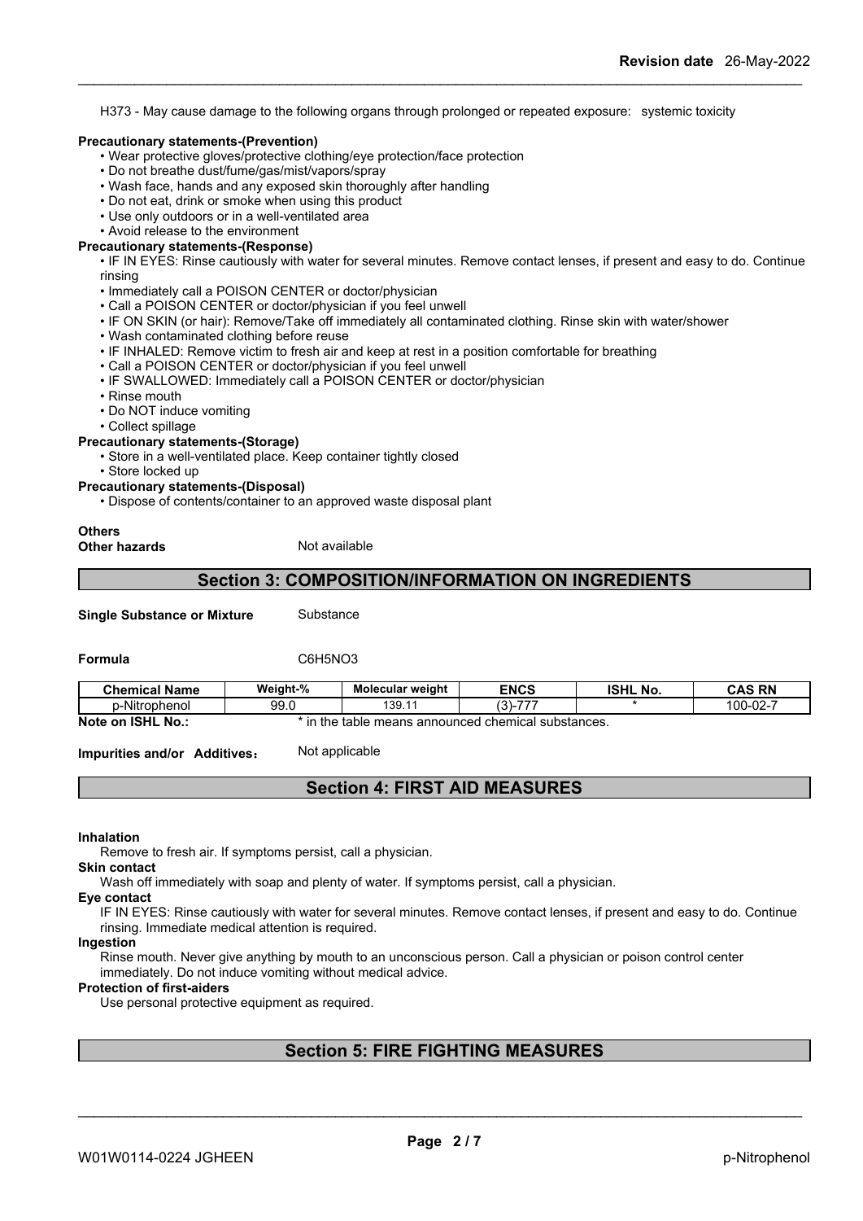H373 - May cause damage to the following organs through prolonged or repeated exposure: systemic toxicity

**Precautionary statements-(Prevention)**

- Wear protective gloves/protective clothing/eye protection/face protection
- Do not breathe dust/fume/gas/mist/vapors/spray
- Wash face, hands and any exposed skin thoroughly after handling
- Do not eat, drink or smoke when using this product
- Use only outdoors or in a well-ventilated area
- Avoid release to the environment

**Precautionary statements-(Response)**

- IF IN EYES: Rinse cautiously with water for several minutes. Remove contact lenses, if present and easy to do. Continue rinsing
- Immediately call a POISON CENTER or doctor/physician
- Call a POISON CENTER or doctor/physician if you feel unwell
- IF ON SKIN (or hair): Remove/Take off immediately all contaminated clothing. Rinse skin with water/shower
- Wash contaminated clothing before reuse
- IF INHALED: Remove victim to fresh air and keep at rest in a position comfortable for breathing
- Call a POISON CENTER or doctor/physician if you feel unwell
- IF SWALLOWED: Immediately call a POISON CENTER or doctor/physician
- Rinse mouth
- Do NOT induce vomiting
- Collect spillage

**Precautionary statements-(Storage)**

- Store in a well-ventilated place. Keep container tightly closed
- Store locked up

**Precautionary statements-(Disposal)**

- Dispose of contents/container to an approved waste disposal plant

**Others**

**Other hazards** Not available

## Section 3: COMPOSITION/INFORMATION ON INGREDIENTS

**Single Substance or Mixture** Substance

**Formula** C6H5NO3

| Chemical Name | Weight-% | Molecular weight | ENCS | ISHL No. | CAS RN |
|---|---|---|---|---|---|
| p-Nitrophenol | 99.0 | 139.11 | (3)-777 | * | 100-02-7 |

**Note on ISHL No.:** * in the table means announced chemical substances.

**Impurities and/or Additives:** Not applicable

## Section 4: FIRST AID MEASURES

**Inhalation**

Remove to fresh air. If symptoms persist, call a physician.

**Skin contact**

Wash off immediately with soap and plenty of water. If symptoms persist, call a physician.

**Eye contact**

IF IN EYES: Rinse cautiously with water for several minutes. Remove contact lenses, if present and easy to do. Continue rinsing. Immediate medical attention is required.

**Ingestion**

Rinse mouth. Never give anything by mouth to an unconscious person. Call a physician or poison control center immediately. Do not induce vomiting without medical advice.

**Protection of first-aiders**

Use personal protective equipment as required.

## Section 5: FIRE FIGHTING MEASURES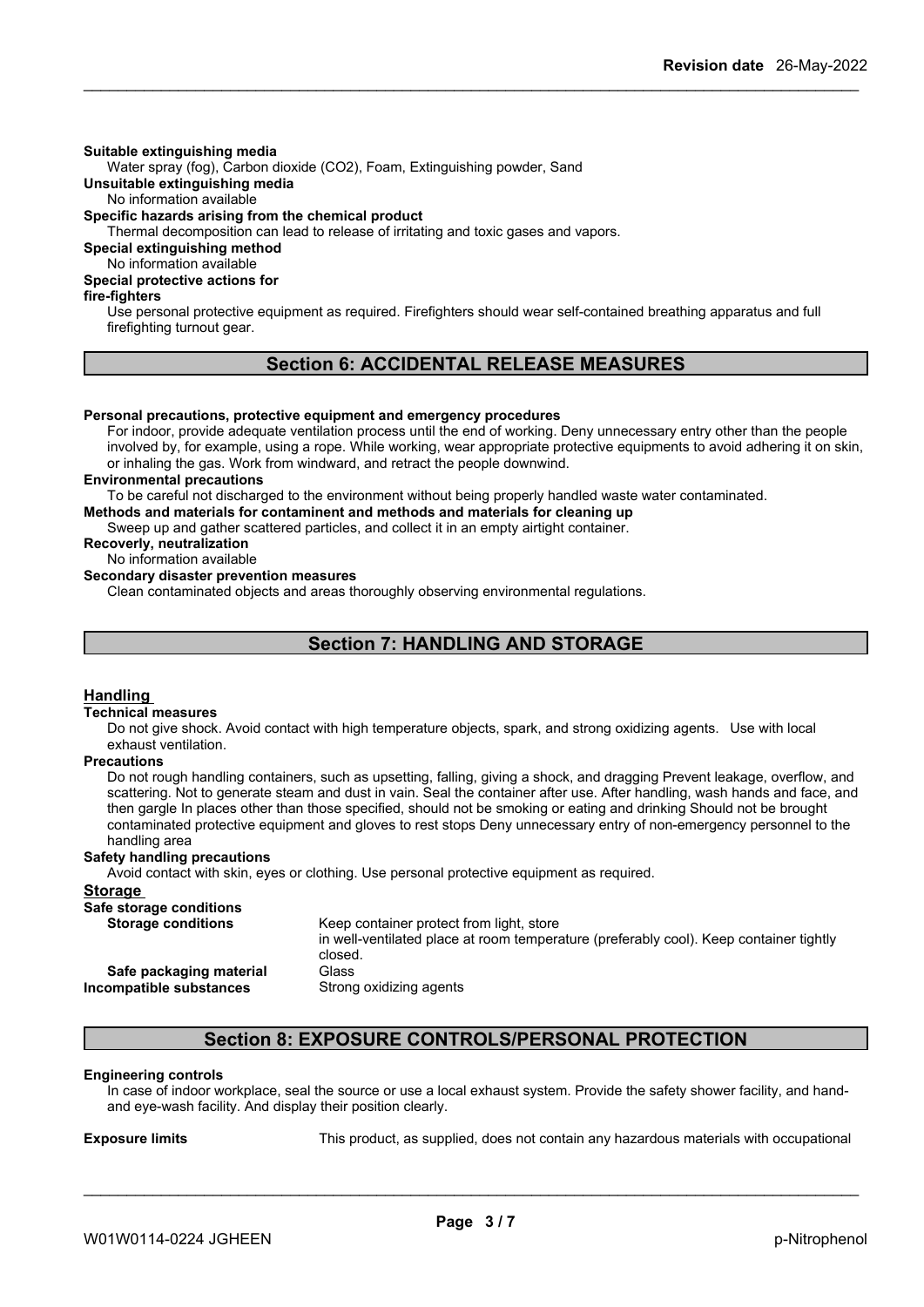**Suitable extinguishing media**
Water spray (fog), Carbon dioxide ($CO_2$), Foam, Extinguishing powder, Sand

**Unsuitable extinguishing media**
No information available

**Specific hazards arising from the chemical product**
Thermal decomposition can lead to release of irritating and toxic gases and vapors.

**Special extinguishing method**
No information available

**Special protective actions for fire-fighters**
Use personal protective equipment as required. Firefighters should wear self-contained breathing apparatus and full firefighting turnout gear.

## Section 6: ACCIDENTAL RELEASE MEASURES

**Personal precautions, protective equipment and emergency procedures**
For indoor, provide adequate ventilation process until the end of working. Deny unnecessary entry other than the people involved by, for example, using a rope. While working, wear appropriate protective equipments to avoid adhering it on skin, or inhaling the gas. Work from windward, and retract the people downwind.

**Environmental precautions**
To be careful not discharged to the environment without being properly handled waste water contaminated.

**Methods and materials for contaminent and methods and materials for cleaning up**
Sweep up and gather scattered particles, and collect it in an empty airtight container.

**Recoverly, neutralization**
No information available

**Secondary disaster prevention measures**
Clean contaminated objects and areas thoroughly observing environmental regulations.

## Section 7: HANDLING AND STORAGE

### Handling

**Technical measures**
Do not give shock. Avoid contact with high temperature objects, spark, and strong oxidizing agents. Use with local exhaust ventilation.

**Precautions**
Do not rough handling containers, such as upsetting, falling, giving a shock, and dragging Prevent leakage, overflow, and scattering. Not to generate steam and dust in vain. Seal the container after use. After handling, wash hands and face, and then gargle In places other than those specified, should not be smoking or eating and drinking Should not be brought contaminated protective equipment and gloves to rest stops Deny unnecessary entry of non-emergency personnel to the handling area

**Safety handling precautions**
Avoid contact with skin, eyes or clothing. Use personal protective equipment as required.

### Storage

**Safe storage conditions**

| | |
|---|---|
| **Storage conditions** | Keep container protect from light, store in well-ventilated place at room temperature (preferably cool). Keep container tightly closed. |
| **Safe packaging material** | Glass |
| **Incompatible substances** | Strong oxidizing agents |

## Section 8: EXPOSURE CONTROLS/PERSONAL PROTECTION

**Engineering controls**
In case of indoor workplace, seal the source or use a local exhaust system. Provide the safety shower facility, and hand- and eye-wash facility. And display their position clearly.

**Exposure limits** This product, as supplied, does not contain any hazardous materials with occupational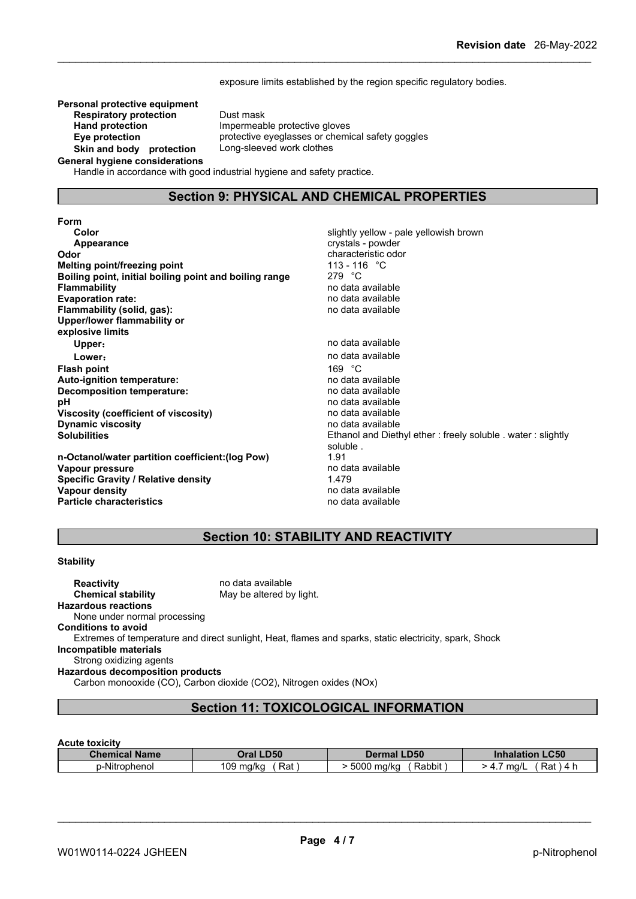exposure limits established by the region specific regulatory bodies.

**Personal protective equipment**

| | |
|---|---|
| **Respiratory protection** | Dust mask |
| **Hand protection** | Impermeable protective gloves |
| **Eye protection** | protective eyeglasses or chemical safety goggles |
| **Skin and body protection** | Long-sleeved work clothes |

**General hygiene considerations**

Handle in accordance with good industrial hygiene and safety practice.

## Section 9: PHYSICAL AND CHEMICAL PROPERTIES

**Form**

| | |
|---|---|
| **Color** | slightly yellow - pale yellowish brown |
| **Appearance** | crystals - powder |
| **Odor** | characteristic odor |
| **Melting point/freezing point** | 113 - 116 °C |
| **Boiling point, initial boiling point and boiling range** | 279 °C |
| **Flammability** | no data available |
| **Evaporation rate:** | no data available |
| **Flammability (solid, gas):** | no data available |
| **Upper/lower flammability or explosive limits** | |
| **Upper:** | no data available |
| **Lower:** | no data available |
| **Flash point** | 169 °C |
| **Auto-ignition temperature:** | no data available |
| **Decomposition temperature:** | no data available |
| **pH** | no data available |
| **Viscosity (coefficient of viscosity)** | no data available |
| **Dynamic viscosity** | no data available |
| **Solubilities** | Ethanol and Diethyl ether : freely soluble . water : slightly soluble . |
| **n-Octanol/water partition coefficient:(log Pow)** | 1.91 |
| **Vapour pressure** | no data available |
| **Specific Gravity / Relative density** | 1.479 |
| **Vapour density** | no data available |
| **Particle characteristics** | no data available |

## Section 10: STABILITY AND REACTIVITY

**Stability**

| | |
|---|---|
| **Reactivity** | no data available |
| **Chemical stability** | May be altered by light. |

**Hazardous reactions**

None under normal processing

**Conditions to avoid**

Extremes of temperature and direct sunlight, Heat, flames and sparks, static electricity, spark, Shock

**Incompatible materials**

Strong oxidizing agents

**Hazardous decomposition products**

Carbon monooxide (CO), Carbon dioxide ($CO_2$), Nitrogen oxides (NOx)

## Section 11: TOXICOLOGICAL INFORMATION

**Acute toxicity**

| Chemical Name | Oral LD50 | Dermal LD50 | Inhalation LC50 |
|---|---|---|---|
| p-Nitrophenol | 109 mg/kg ( Rat ) | > 5000 mg/kg ( Rabbit ) | > 4.7 mg/L ( Rat ) 4 h |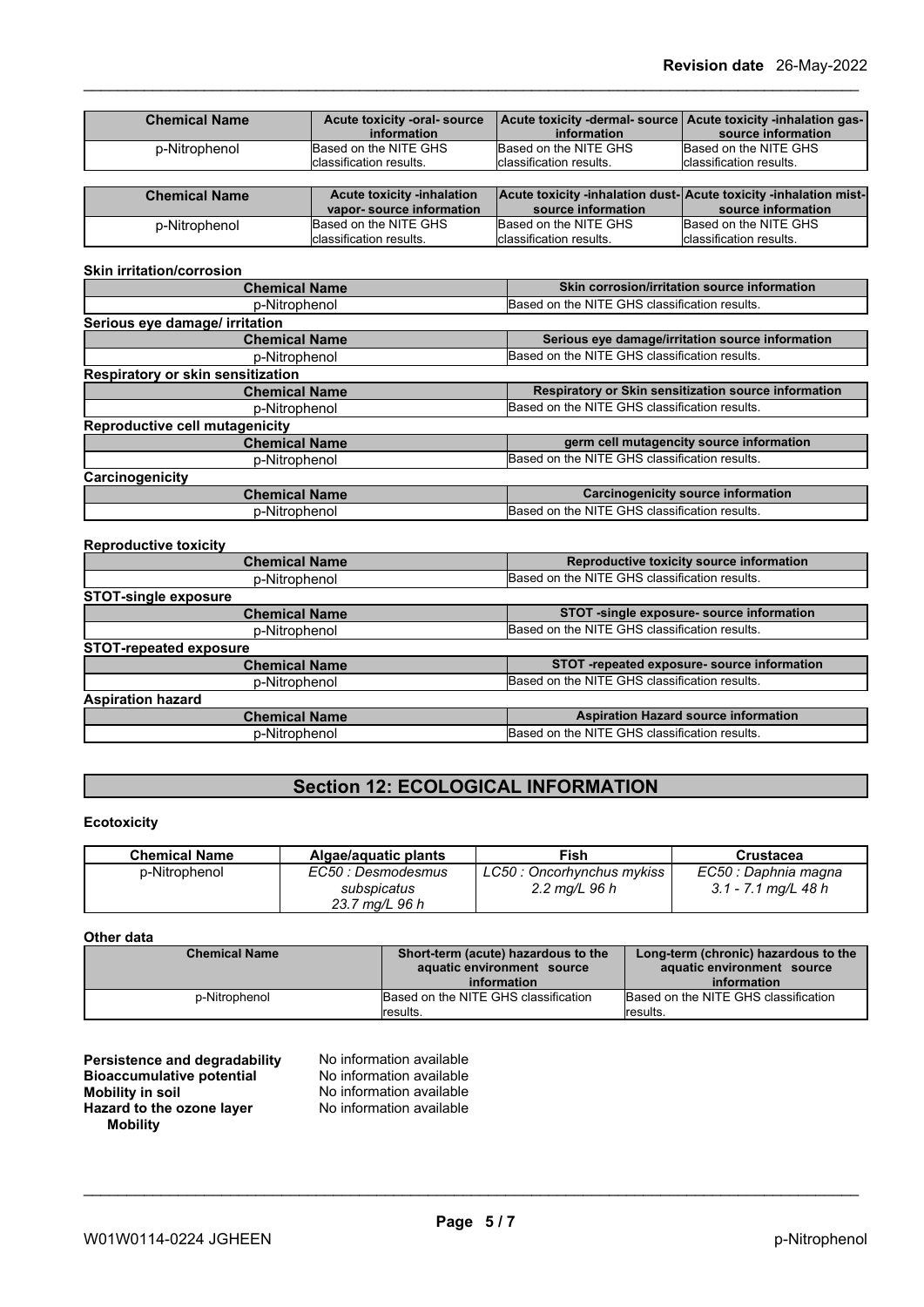| Chemical Name | Acute toxicity -oral- source information | Acute toxicity -dermal- source information | Acute toxicity -inhalation gas- source information |
|---|---|---|---|
| p-Nitrophenol | Based on the NITE GHS classification results. | Based on the NITE GHS classification results. | Based on the NITE GHS classification results. |

| Chemical Name | Acute toxicity -inhalation vapor- source information | Acute toxicity -inhalation dust- source information | Acute toxicity -inhalation mist- source information |
|---|---|---|---|
| p-Nitrophenol | Based on the NITE GHS classification results. | Based on the NITE GHS classification results. | Based on the NITE GHS classification results. |

**Skin irritation/corrosion**

| Chemical Name | Skin corrosion/irritation source information |
|---|---|
| p-Nitrophenol | Based on the NITE GHS classification results. |

**Serious eye damage/ irritation**

| Chemical Name | Serious eye damage/irritation source information |
|---|---|
| p-Nitrophenol | Based on the NITE GHS classification results. |

**Respiratory or skin sensitization**

| Chemical Name | Respiratory or Skin sensitization source information |
|---|---|
| p-Nitrophenol | Based on the NITE GHS classification results. |

**Reproductive cell mutagenicity**

| Chemical Name | germ cell mutagencity source information |
|---|---|
| p-Nitrophenol | Based on the NITE GHS classification results. |

**Carcinogenicity**

| Chemical Name | Carcinogenicity source information |
|---|---|
| p-Nitrophenol | Based on the NITE GHS classification results. |

**Reproductive toxicity**

| Chemical Name | Reproductive toxicity source information |
|---|---|
| p-Nitrophenol | Based on the NITE GHS classification results. |

**STOT-single exposure**

| Chemical Name | STOT -single exposure- source information |
|---|---|
| p-Nitrophenol | Based on the NITE GHS classification results. |

**STOT-repeated exposure**

| Chemical Name | STOT -repeated exposure- source information |
|---|---|
| p-Nitrophenol | Based on the NITE GHS classification results. |

**Aspiration hazard**

| Chemical Name | Aspiration Hazard source information |
|---|---|
| p-Nitrophenol | Based on the NITE GHS classification results. |

## Section 12: ECOLOGICAL INFORMATION

**Ecotoxicity**

| Chemical Name | Algae/aquatic plants | Fish | Crustacea |
|---|---|---|---|
| p-Nitrophenol | *EC50 : Desmodesmus subspicatus 23.7 mg/L 96 h* | *LC50 : Oncorhynchus mykiss 2.2 mg/L 96 h* | *EC50 : Daphnia magna 3.1 - 7.1 mg/L 48 h* |

**Other data**

| Chemical Name | Short-term (acute) hazardous to the aquatic environment source information | Long-term (chronic) hazardous to the aquatic environment source information |
|---|---|---|
| p-Nitrophenol | Based on the NITE GHS classification results. | Based on the NITE GHS classification results. |

**Persistence and degradability** No information available
**Bioaccumulative potential** No information available
**Mobility in soil** No information available
**Hazard to the ozone layer** No information available
**Mobility**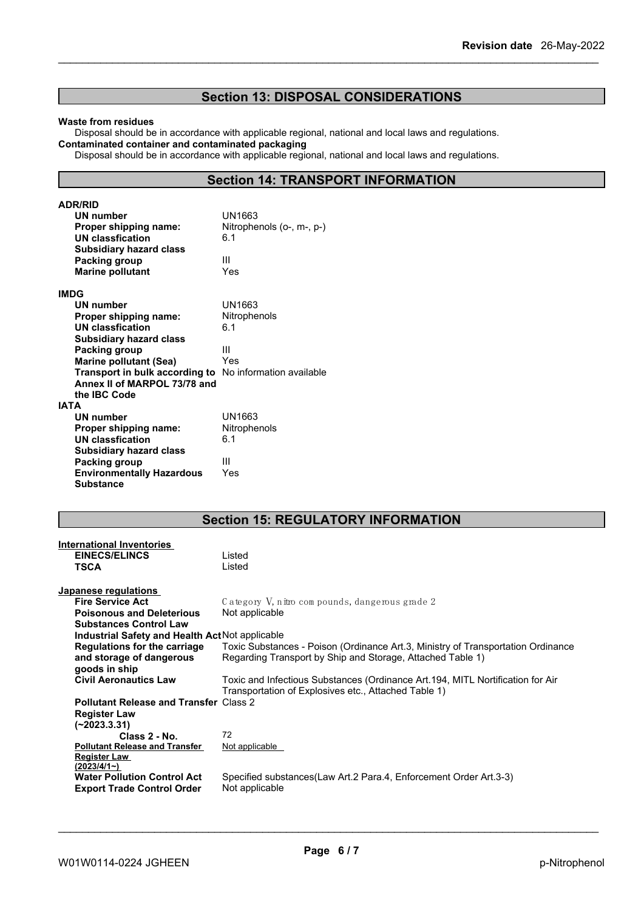## Section 13: DISPOSAL CONSIDERATIONS

**Waste from residues**

Disposal should be in accordance with applicable regional, national and local laws and regulations.

**Contaminated container and contaminated packaging**

Disposal should be in accordance with applicable regional, national and local laws and regulations.

## Section 14: TRANSPORT INFORMATION

**ADR/RID**

| | |
|---|---|
| **UN number** | UN1663 |
| **Proper shipping name:** | Nitrophenols (o-, m-, p-) |
| **UN classfication** | 6.1 |
| **Subsidiary hazard class** | |
| **Packing group** | III |
| **Marine pollutant** | Yes |

**IMDG**

| | |
|---|---|
| **UN number** | UN1663 |
| **Proper shipping name:** | Nitrophenols |
| **UN classfication** | 6.1 |
| **Subsidiary hazard class** | |
| **Packing group** | III |
| **Marine pollutant (Sea)** | Yes |
| **Transport in bulk according to Annex II of MARPOL 73/78 and the IBC Code** | No information available |

**IATA**

| | |
|---|---|
| **UN number** | UN1663 |
| **Proper shipping name:** | Nitrophenols |
| **UN classfication** | 6.1 |
| **Subsidiary hazard class** | |
| **Packing group** | III |
| **Environmentally Hazardous Substance** | Yes |

## Section 15: REGULATORY INFORMATION

**International Inventories**

| | |
|---|---|
| **EINECS/ELINCS** | Listed |
| **TSCA** | Listed |

**Japanese regulations**

| | |
|---|---|
| **Fire Service Act** | Category V, nitro compounds, dangerous grade 2 |
| **Poisonous and Deleterious Substances Control Law** | Not applicable |
| **Industrial Safety and Health Act** | Not applicable |
| **Regulations for the carriage and storage of dangerous goods in ship** | Toxic Substances - Poison (Ordinance Art.3, Ministry of Transportation Ordinance Regarding Transport by Ship and Storage, Attached Table 1) |
| **Civil Aeronautics Law** | Toxic and Infectious Substances (Ordinance Art.194, MITL Nortification for Air Transportation of Explosives etc., Attached Table 1) |
| **Pollutant Release and Transfer Register Law (~2023.3.31)** | Class 2 |
| **Class 2 - No.** | 72 |
| **Pollutant Release and Transfer Register Law (2023/4/1~)** | Not applicable |
| **Water Pollution Control Act** | Specified substances(Law Art.2 Para.4, Enforcement Order Art.3-3) |
| **Export Trade Control Order** | Not applicable |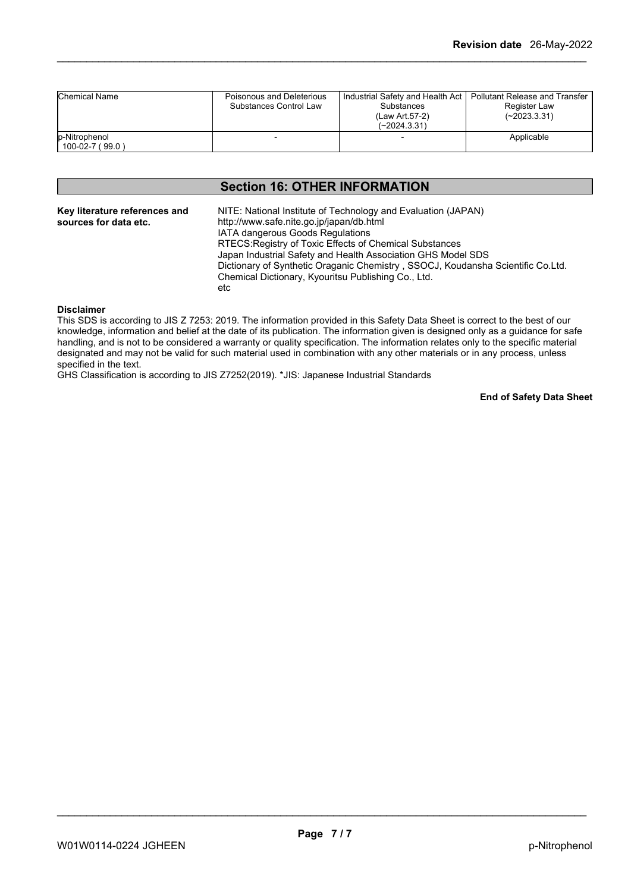| Chemical Name | Poisonous and Deleterious Substances Control Law | Industrial Safety and Health Act Substances (Law Art.57-2) (~2024.3.31) | Pollutant Release and Transfer Register Law (~2023.3.31) |
|---|---|---|---|
| p-Nitrophenol 100-02-7 ( 99.0 ) | - | - | Applicable |

## Section 16: OTHER INFORMATION

**Key literature references and sources for data etc.**

NITE: National Institute of Technology and Evaluation (JAPAN)
http://www.safe.nite.go.jp/japan/db.html
IATA dangerous Goods Regulations
RTECS:Registry of Toxic Effects of Chemical Substances
Japan Industrial Safety and Health Association GHS Model SDS
Dictionary of Synthetic Oraganic Chemistry , SSOCJ, Koudansha Scientific Co.Ltd.
Chemical Dictionary, Kyouritsu Publishing Co., Ltd.
etc

**Disclaimer**

This SDS is according to JIS Z 7253: 2019. The information provided in this Safety Data Sheet is correct to the best of our knowledge, information and belief at the date of its publication. The information given is designed only as a guidance for safe handling, and is not to be considered a warranty or quality specification. The information relates only to the specific material designated and may not be valid for such material used in combination with any other materials or in any process, unless specified in the text.
GHS Classification is according to JIS Z7252(2019). *JIS: Japanese Industrial Standards

**End of Safety Data Sheet**